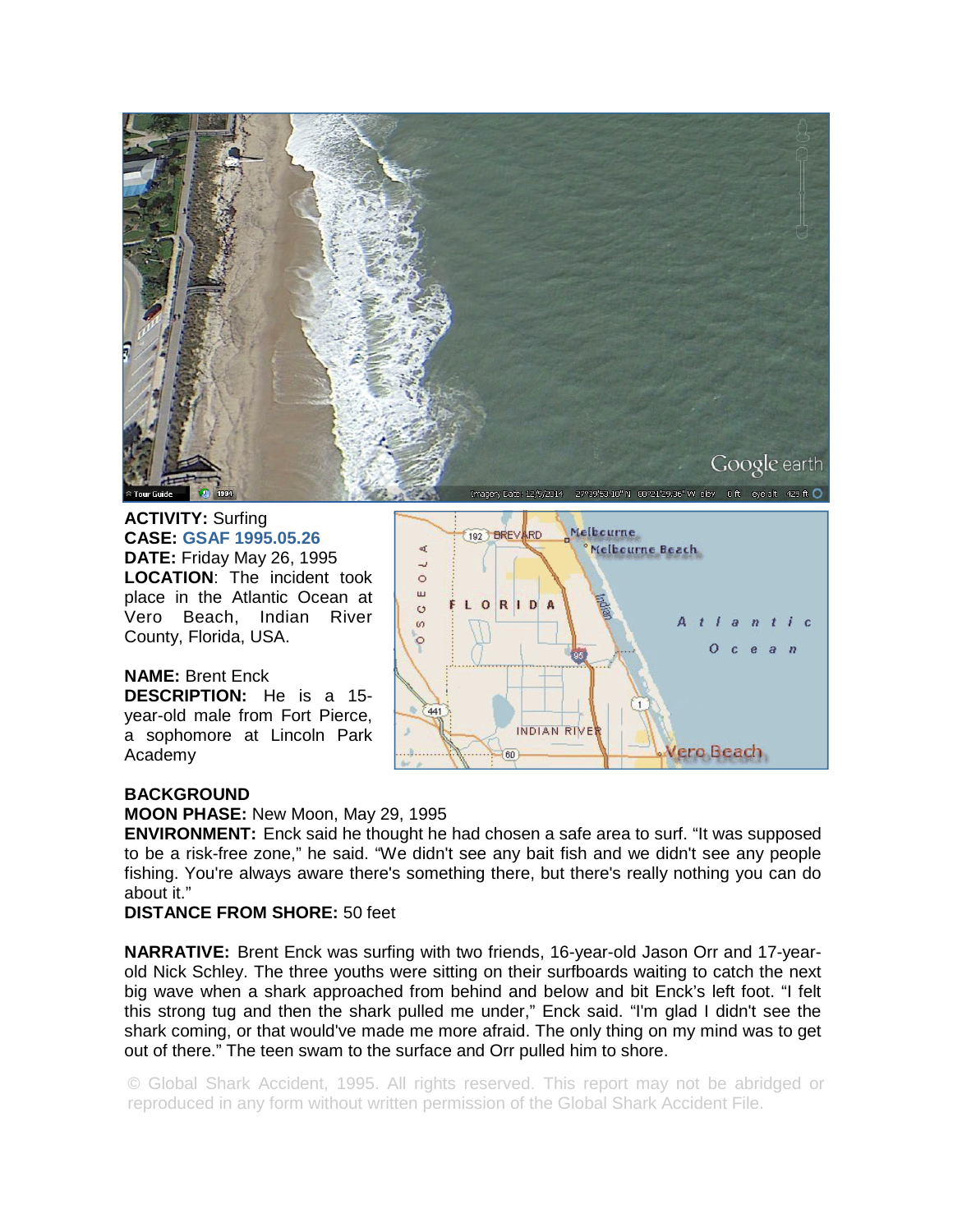**ACTIVITY:** Surfing
**CASE:** GSAF 1995.05.26
**DATE:** Friday May 26, 1995
**LOCATION**: The incident took place in the Atlantic Ocean at Vero Beach, Indian River County, Florida, USA.

**NAME:** Brent Enck
**DESCRIPTION:** He is a 15-year-old male from Fort Pierce, a sophomore at Lincoln Park Academy

**BACKGROUND**
**MOON PHASE:** New Moon, May 29, 1995
**ENVIRONMENT:** Enck said he thought he had chosen a safe area to surf. "It was supposed to be a risk-free zone," he said. "We didn't see any bait fish and we didn't see any people fishing. You're always aware there's something there, but there's really nothing you can do about it."
**DISTANCE FROM SHORE:** 50 feet

**NARRATIVE:** Brent Enck was surfing with two friends, 16-year-old Jason Orr and 17-year-old Nick Schley. The three youths were sitting on their surfboards waiting to catch the next big wave when a shark approached from behind and below and bit Enck's left foot. "I felt this strong tug and then the shark pulled me under," Enck said. "I'm glad I didn't see the shark coming, or that would've made me more afraid. The only thing on my mind was to get out of there." The teen swam to the surface and Orr pulled him to shore.

© Global Shark Accident, 1995. All rights reserved. This report may not be abridged or reproduced in any form without written permission of the Global Shark Accident File.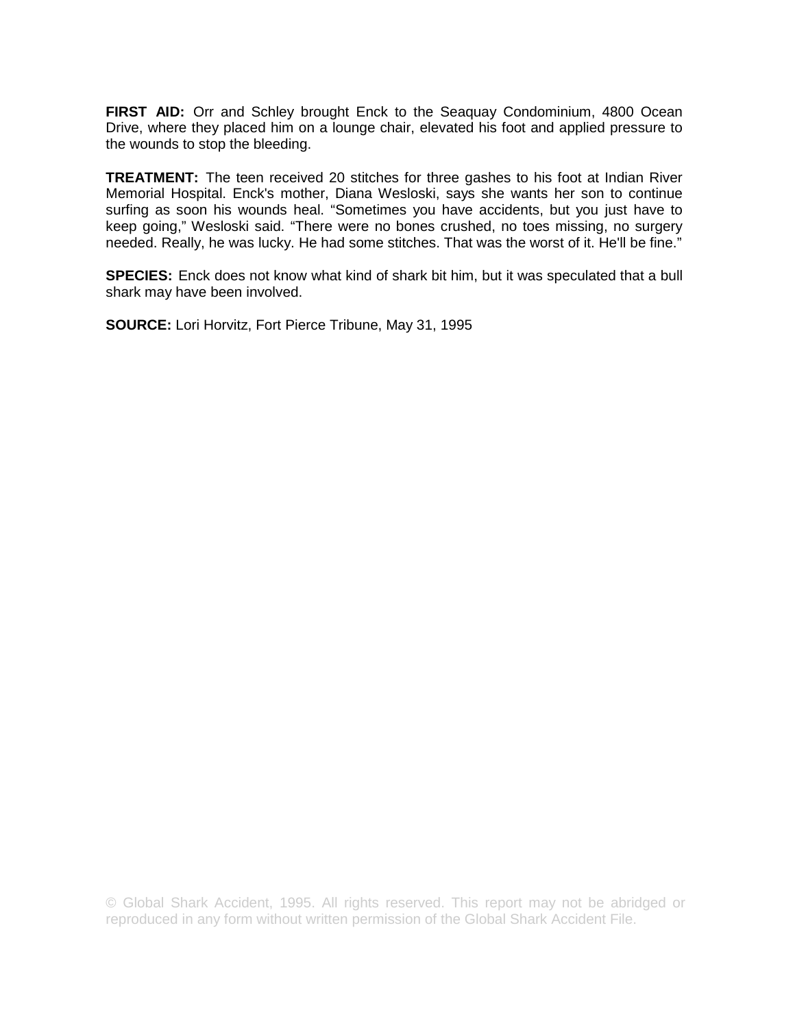**FIRST AID:** Orr and Schley brought Enck to the Seaquay Condominium, 4800 Ocean Drive, where they placed him on a lounge chair, elevated his foot and applied pressure to the wounds to stop the bleeding.

**TREATMENT:** The teen received 20 stitches for three gashes to his foot at Indian River Memorial Hospital. Enck's mother, Diana Wesloski, says she wants her son to continue surfing as soon his wounds heal. "Sometimes you have accidents, but you just have to keep going," Wesloski said. "There were no bones crushed, no toes missing, no surgery needed. Really, he was lucky. He had some stitches. That was the worst of it. He'll be fine."

**SPECIES:** Enck does not know what kind of shark bit him, but it was speculated that a bull shark may have been involved.

**SOURCE:** Lori Horvitz, Fort Pierce Tribune, May 31, 1995

© Global Shark Accident, 1995. All rights reserved. This report may not be abridged or reproduced in any form without written permission of the Global Shark Accident File.